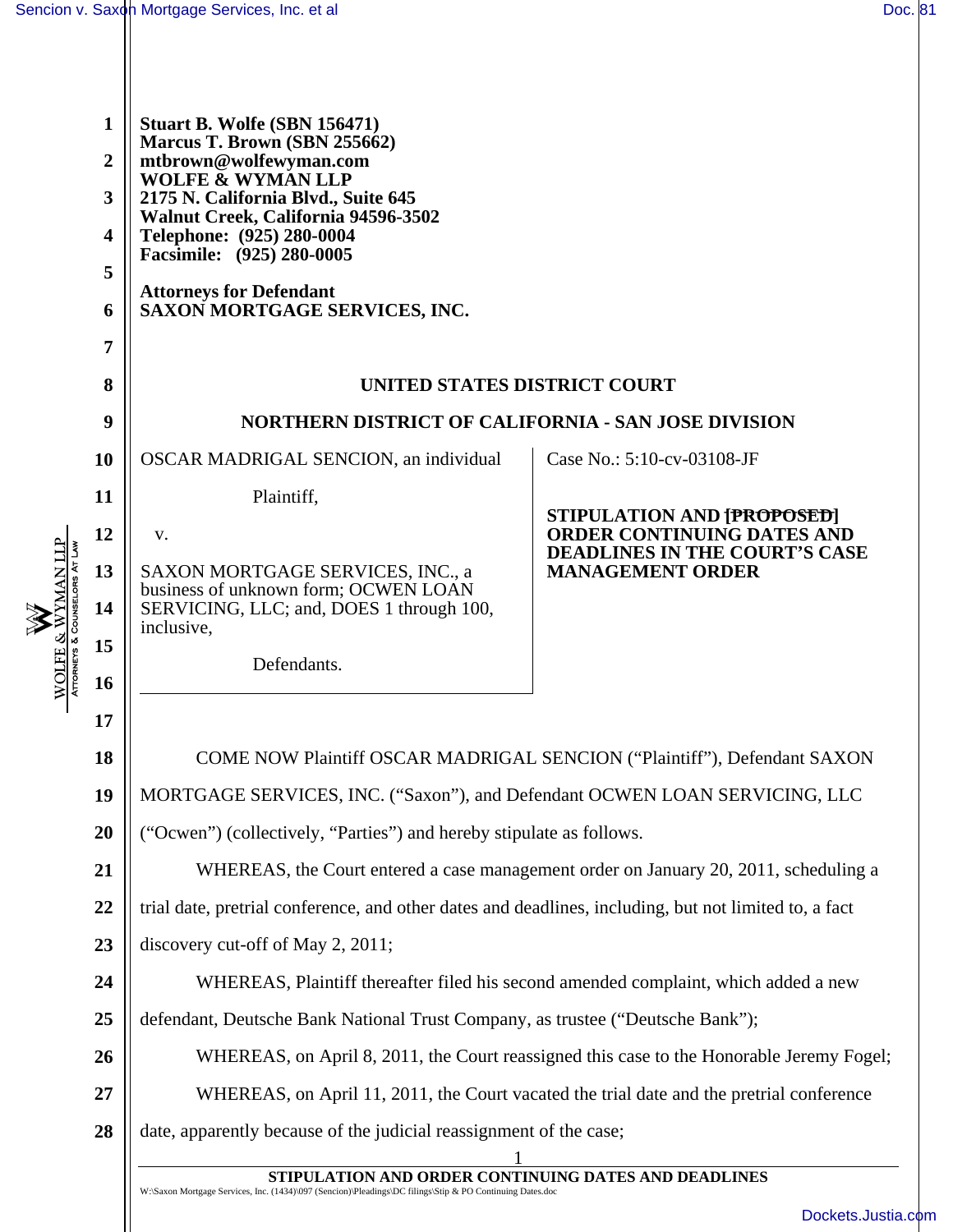**Stuart B. Wolfe (SBN 156471)**
**Marcus T. Brown (SBN 255662)**
**mtbrown@wolfewyman.com**
**WOLFE & WYMAN LLP**
**2175 N. California Blvd., Suite 645**
**Walnut Creek, California 94596-3502**
**Telephone: (925) 280-0004**
**Facsimile: (925) 280-0005**

**Attorneys for Defendant**
**SAXON MORTGAGE SERVICES, INC.**

**UNITED STATES DISTRICT COURT**

**NORTHERN DISTRICT OF CALIFORNIA - SAN JOSE DIVISION**

| | |
|---|---|
| OSCAR MADRIGAL SENCION, an individual<br><br>Plaintiff,<br><br>v.<br><br>SAXON MORTGAGE SERVICES, INC., a business of unknown form; OCWEN LOAN SERVICING, LLC; and, DOES 1 through 100, inclusive,<br><br>Defendants. | Case No.: 5:10-cv-03108-JF<br><br>**STIPULATION AND ~~[PROPOSED]~~ ORDER CONTINUING DATES AND DEADLINES IN THE COURT'S CASE MANAGEMENT ORDER** |

COME NOW Plaintiff OSCAR MADRIGAL SENCION ("Plaintiff"), Defendant SAXON MORTGAGE SERVICES, INC. ("Saxon"), and Defendant OCWEN LOAN SERVICING, LLC ("Ocwen") (collectively, "Parties") and hereby stipulate as follows.

WHEREAS, the Court entered a case management order on January 20, 2011, scheduling a trial date, pretrial conference, and other dates and deadlines, including, but not limited to, a fact discovery cut-off of May 2, 2011;

WHEREAS, Plaintiff thereafter filed his second amended complaint, which added a new defendant, Deutsche Bank National Trust Company, as trustee ("Deutsche Bank");

WHEREAS, on April 8, 2011, the Court reassigned this case to the Honorable Jeremy Fogel;

WHEREAS, on April 11, 2011, the Court vacated the trial date and the pretrial conference date, apparently because of the judicial reassignment of the case;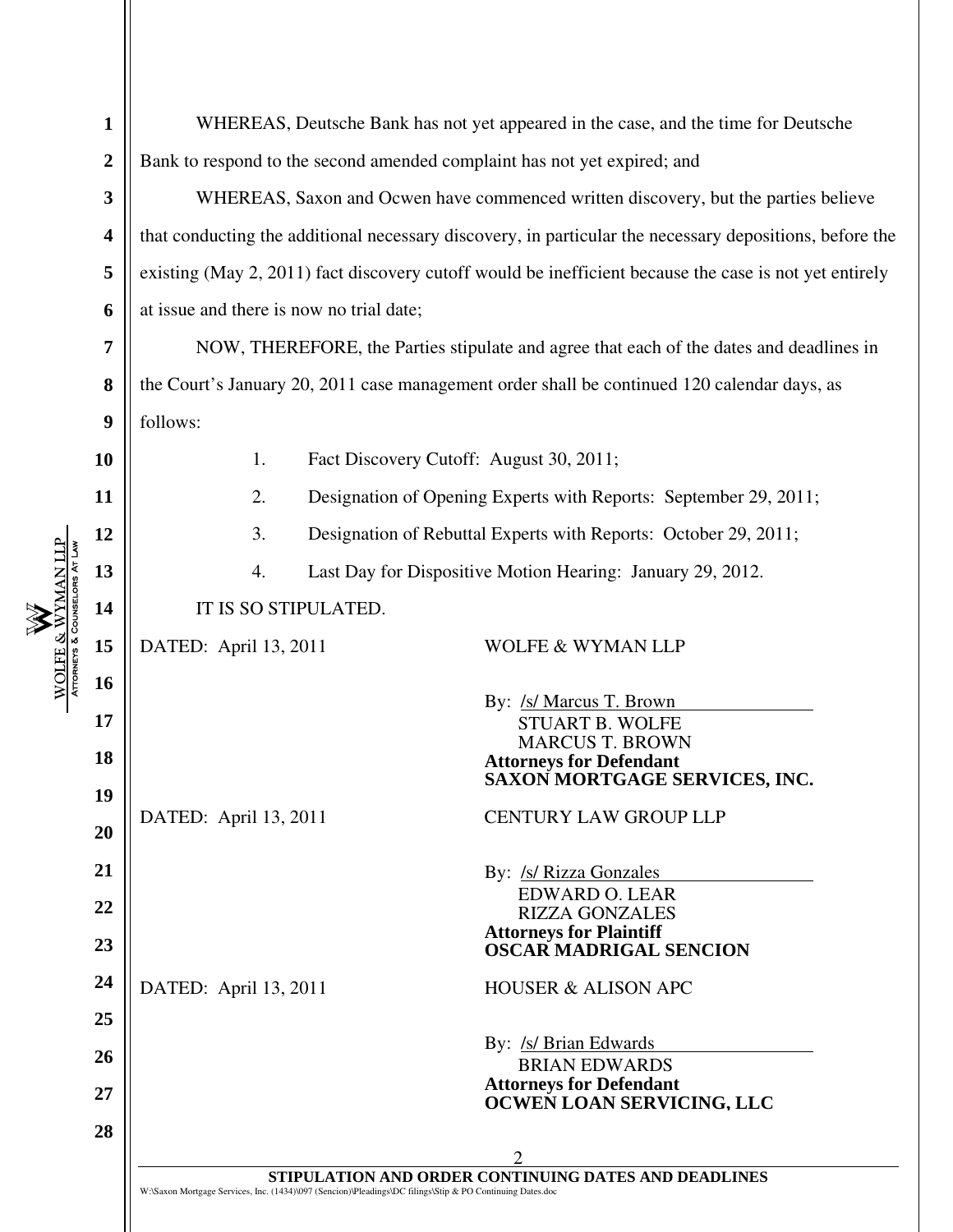WHEREAS, Deutsche Bank has not yet appeared in the case, and the time for Deutsche Bank to respond to the second amended complaint has not yet expired; and

WHEREAS, Saxon and Ocwen have commenced written discovery, but the parties believe that conducting the additional necessary discovery, in particular the necessary depositions, before the existing (May 2, 2011) fact discovery cutoff would be inefficient because the case is not yet entirely at issue and there is now no trial date;

NOW, THEREFORE, the Parties stipulate and agree that each of the dates and deadlines in the Court's January 20, 2011 case management order shall be continued 120 calendar days, as follows:

1. Fact Discovery Cutoff: August 30, 2011;
2. Designation of Opening Experts with Reports: September 29, 2011;
3. Designation of Rebuttal Experts with Reports: October 29, 2011;
4. Last Day for Dispositive Motion Hearing: January 29, 2012.

IT IS SO STIPULATED.

DATED: April 13, 2011

WOLFE & WYMAN LLP

By: /s/ Marcus T. Brown
STUART B. WOLFE
MARCUS T. BROWN
**Attorneys for Defendant**
**SAXON MORTGAGE SERVICES, INC.**

DATED: April 13, 2011

CENTURY LAW GROUP LLP

By: /s/ Rizza Gonzales
EDWARD O. LEAR
RIZZA GONZALES
**Attorneys for Plaintiff**
**OSCAR MADRIGAL SENCION**

DATED: April 13, 2011

HOUSER & ALISON APC

By: /s/ Brian Edwards
BRIAN EDWARDS
**Attorneys for Defendant**
**OCWEN LOAN SERVICING, LLC**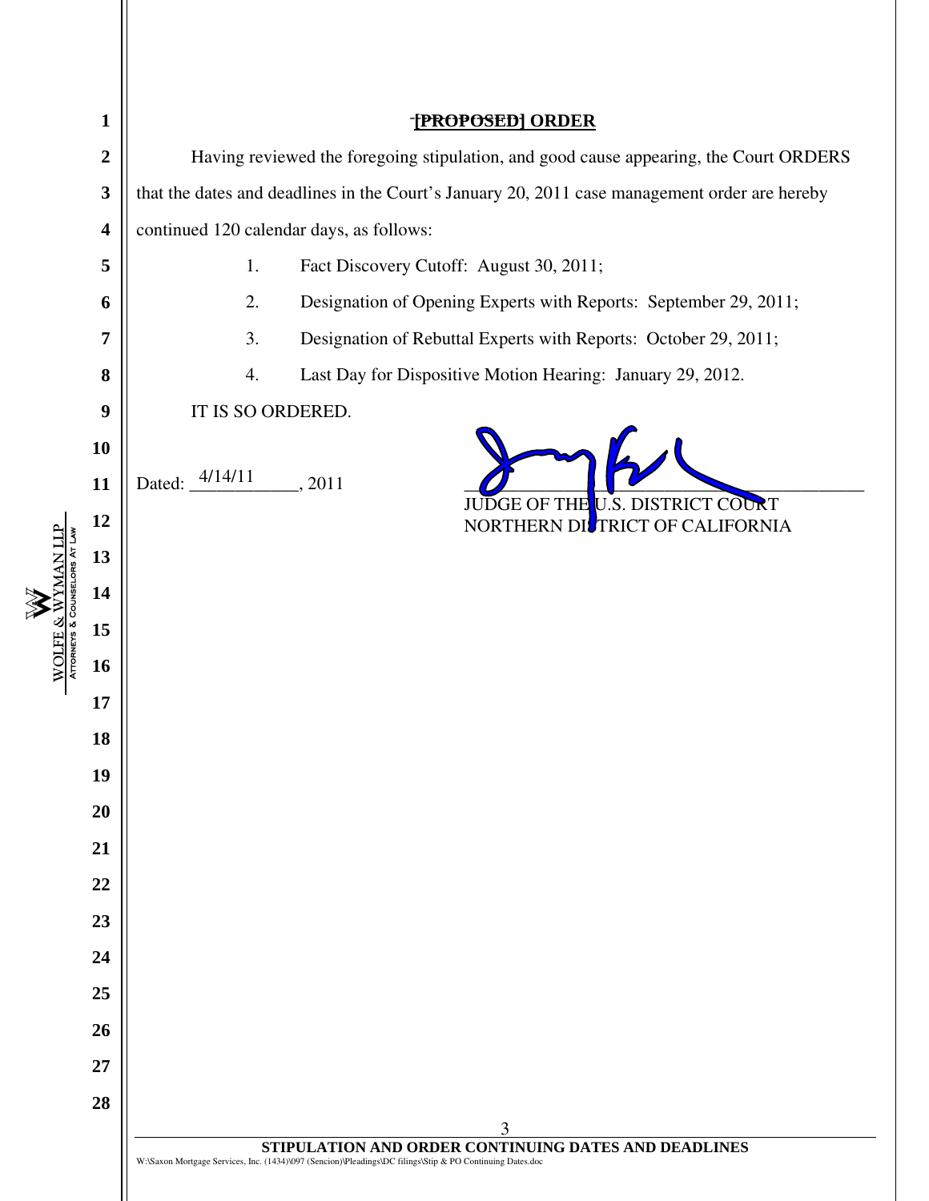# ~~[PROPOSED]~~ ORDER

Having reviewed the foregoing stipulation, and good cause appearing, the Court ORDERS that the dates and deadlines in the Court's January 20, 2011 case management order are hereby continued 120 calendar days, as follows:

1. Fact Discovery Cutoff: August 30, 2011;
2. Designation of Opening Experts with Reports: September 29, 2011;
3. Designation of Rebuttal Experts with Reports: October 29, 2011;
4. Last Day for Dispositive Motion Hearing: January 29, 2012.

IT IS SO ORDERED.

Dated: 4/14/11, 2011

JUDGE OF THE U.S. DISTRICT COURT
NORTHERN DISTRICT OF CALIFORNIA

**STIPULATION AND ORDER CONTINUING DATES AND DEADLINES**

W:\Saxon Mortgage Services, Inc. (1434)\097 (Sencion)\Pleadings\DC filings\Stip & PO Continuing Dates.doc